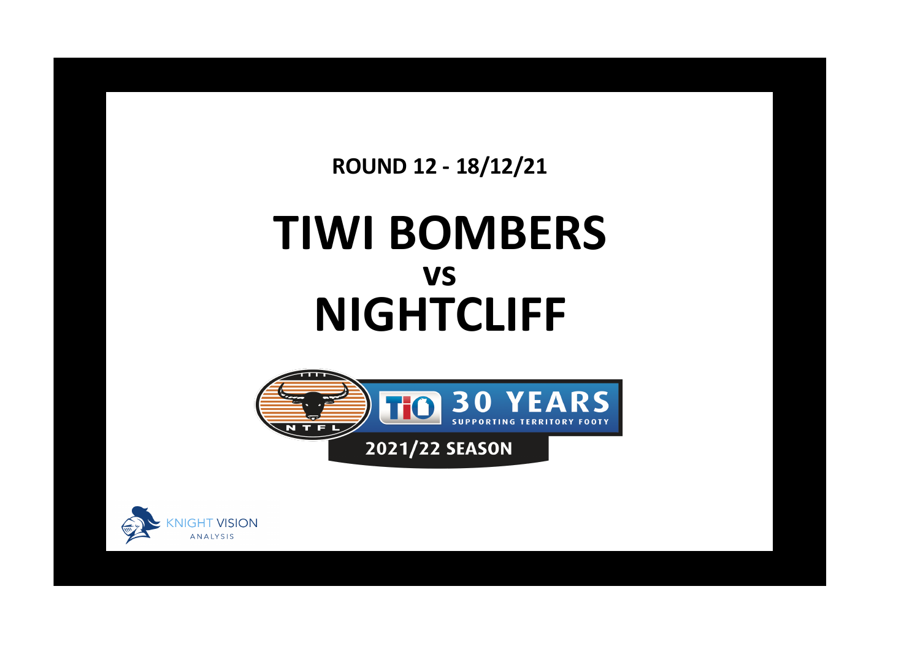**ROUND 12 - 18/12/21**

# TIWI BOMBERS
## vs
# NIGHTCLIFF

NTFL

TIO 30 YEARS SUPPORTING TERRITORY FOOTY

2021/22 SEASON

KNIGHT VISION ANALYSIS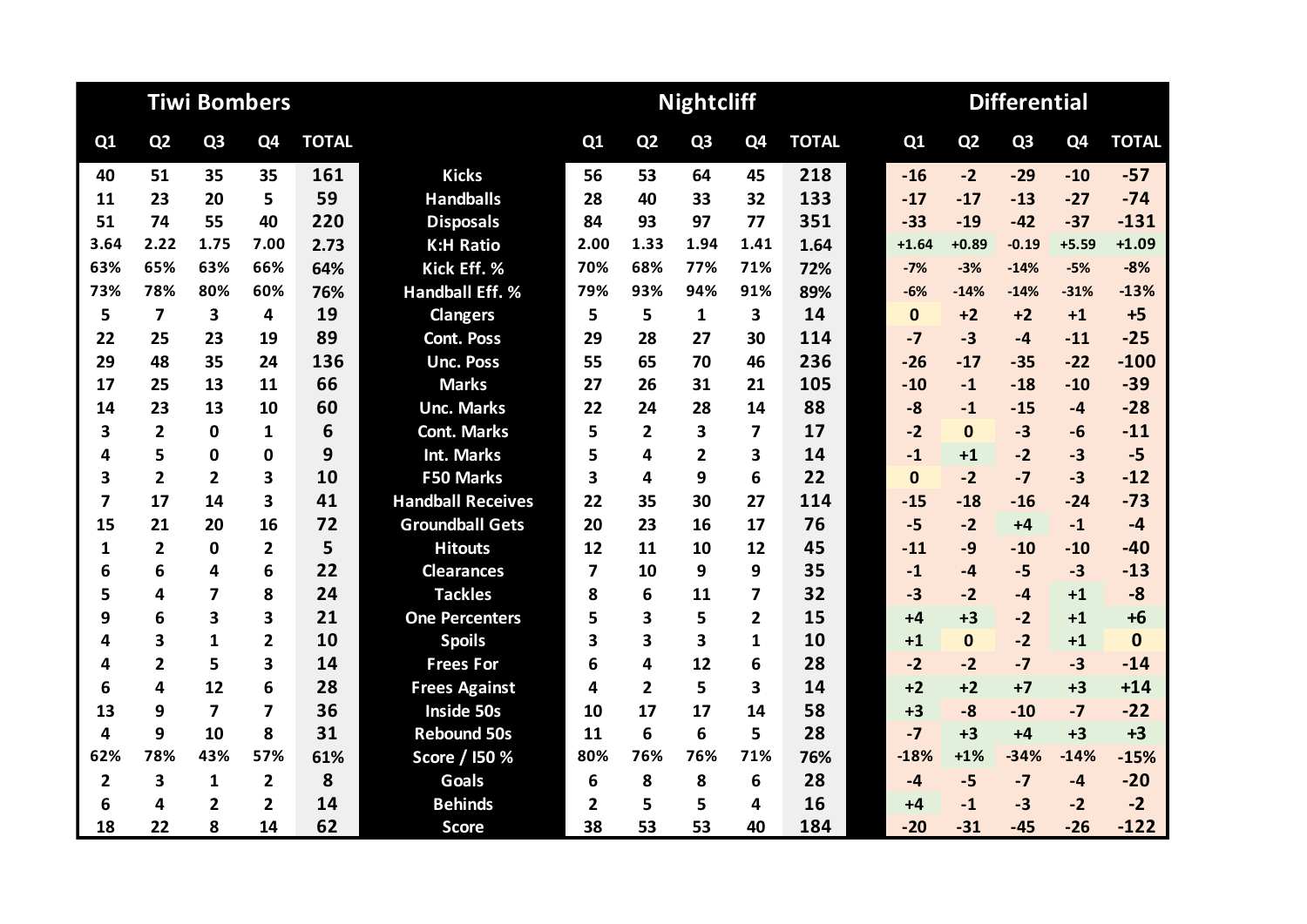| Tiwi Bombers | | | | | | Nightcliff | | | | | Differential | | | | |
|---|---|---|---|---|---|---|---|---|---|---|---|---|---|---|---|
| Q1 | Q2 | Q3 | Q4 | TOTAL | | Q1 | Q2 | Q3 | Q4 | TOTAL | Q1 | Q2 | Q3 | Q4 | TOTAL |
| 40 | 51 | 35 | 35 | 161 | Kicks | 56 | 53 | 64 | 45 | 218 | -16 | -2 | -29 | -10 | -57 |
| 11 | 23 | 20 | 5 | 59 | Handballs | 28 | 40 | 33 | 32 | 133 | -17 | -17 | -13 | -27 | -74 |
| 51 | 74 | 55 | 40 | 220 | Disposals | 84 | 93 | 97 | 77 | 351 | -33 | -19 | -42 | -37 | -131 |
| 3.64 | 2.22 | 1.75 | 7.00 | 2.73 | K:H Ratio | 2.00 | 1.33 | 1.94 | 1.41 | 1.64 | +1.64 | +0.89 | -0.19 | +5.59 | +1.09 |
| 63% | 65% | 63% | 66% | 64% | Kick Eff. % | 70% | 68% | 77% | 71% | 72% | -7% | -3% | -14% | -5% | -8% |
| 73% | 78% | 80% | 60% | 76% | Handball Eff. % | 79% | 93% | 94% | 91% | 89% | -6% | -14% | -14% | -31% | -13% |
| 5 | 7 | 3 | 4 | 19 | Clangers | 5 | 5 | 1 | 3 | 14 | 0 | +2 | +2 | +1 | +5 |
| 22 | 25 | 23 | 19 | 89 | Cont. Poss | 29 | 28 | 27 | 30 | 114 | -7 | -3 | -4 | -11 | -25 |
| 29 | 48 | 35 | 24 | 136 | Unc. Poss | 55 | 65 | 70 | 46 | 236 | -26 | -17 | -35 | -22 | -100 |
| 17 | 25 | 13 | 11 | 66 | Marks | 27 | 26 | 31 | 21 | 105 | -10 | -1 | -18 | -10 | -39 |
| 14 | 23 | 13 | 10 | 60 | Unc. Marks | 22 | 24 | 28 | 14 | 88 | -8 | -1 | -15 | -4 | -28 |
| 3 | 2 | 0 | 1 | 6 | Cont. Marks | 5 | 2 | 3 | 7 | 17 | -2 | 0 | -3 | -6 | -11 |
| 4 | 5 | 0 | 0 | 9 | Int. Marks | 5 | 4 | 2 | 3 | 14 | -1 | +1 | -2 | -3 | -5 |
| 3 | 2 | 2 | 3 | 10 | F50 Marks | 3 | 4 | 9 | 6 | 22 | 0 | -2 | -7 | -3 | -12 |
| 7 | 17 | 14 | 3 | 41 | Handball Receives | 22 | 35 | 30 | 27 | 114 | -15 | -18 | -16 | -24 | -73 |
| 15 | 21 | 20 | 16 | 72 | Groundball Gets | 20 | 23 | 16 | 17 | 76 | -5 | -2 | +4 | -1 | -4 |
| 1 | 2 | 0 | 2 | 5 | Hitouts | 12 | 11 | 10 | 12 | 45 | -11 | -9 | -10 | -10 | -40 |
| 6 | 6 | 4 | 6 | 22 | Clearances | 7 | 10 | 9 | 9 | 35 | -1 | -4 | -5 | -3 | -13 |
| 5 | 4 | 7 | 8 | 24 | Tackles | 8 | 6 | 11 | 7 | 32 | -3 | -2 | -4 | +1 | -8 |
| 9 | 6 | 3 | 3 | 21 | One Percenters | 5 | 3 | 5 | 2 | 15 | +4 | +3 | -2 | +1 | +6 |
| 4 | 3 | 1 | 2 | 10 | Spoils | 3 | 3 | 3 | 1 | 10 | +1 | 0 | -2 | +1 | 0 |
| 4 | 2 | 5 | 3 | 14 | Frees For | 6 | 4 | 12 | 6 | 28 | -2 | -2 | -7 | -3 | -14 |
| 6 | 4 | 12 | 6 | 28 | Frees Against | 4 | 2 | 5 | 3 | 14 | +2 | +2 | +7 | +3 | +14 |
| 13 | 9 | 7 | 7 | 36 | Inside 50s | 10 | 17 | 17 | 14 | 58 | +3 | -8 | -10 | -7 | -22 |
| 4 | 9 | 10 | 8 | 31 | Rebound 50s | 11 | 6 | 6 | 5 | 28 | -7 | +3 | +4 | +3 | +3 |
| 62% | 78% | 43% | 57% | 61% | Score / I50 % | 80% | 76% | 76% | 71% | 76% | -18% | +1% | -34% | -14% | -15% |
| 2 | 3 | 1 | 2 | 8 | Goals | 6 | 8 | 8 | 6 | 28 | -4 | -5 | -7 | -4 | -20 |
| 6 | 4 | 2 | 2 | 14 | Behinds | 2 | 5 | 5 | 4 | 16 | +4 | -1 | -3 | -2 | -2 |
| 18 | 22 | 8 | 14 | 62 | Score | 38 | 53 | 53 | 40 | 184 | -20 | -31 | -45 | -26 | -122 |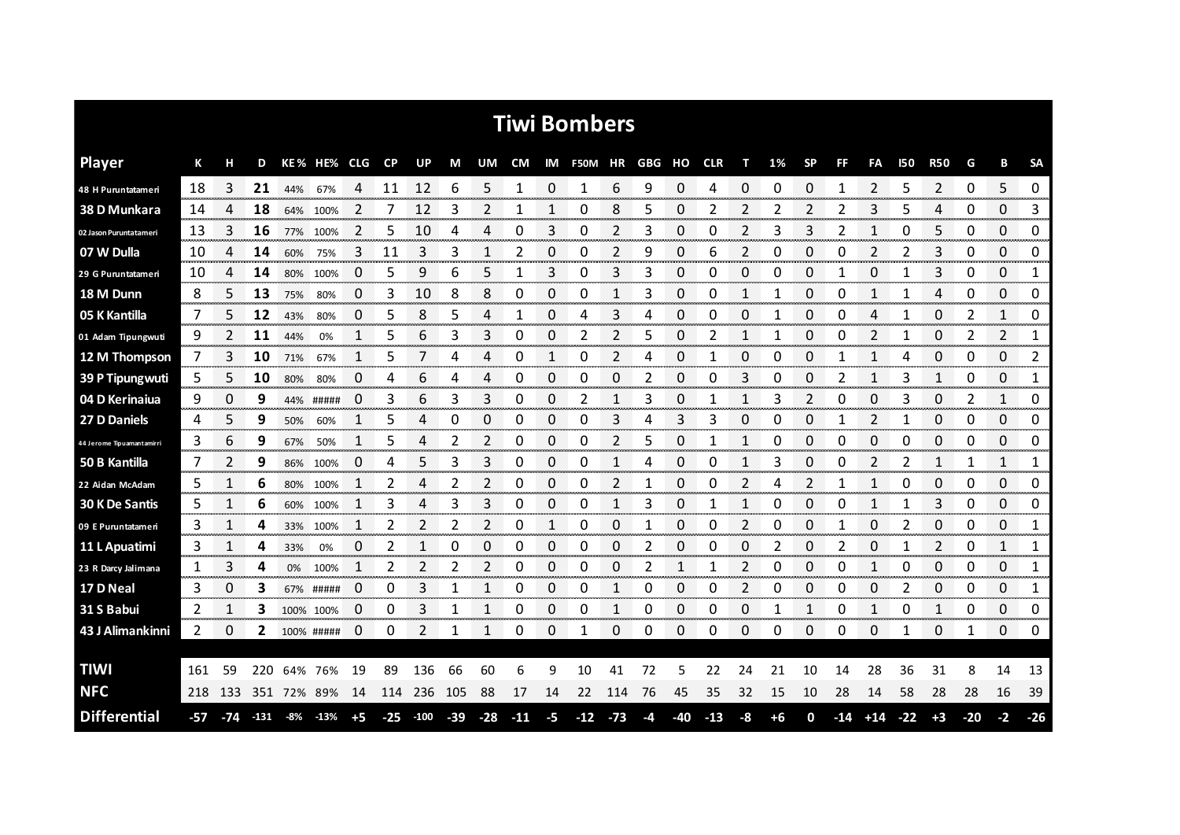# Tiwi Bombers

| Player | K | H | D | KE% | HE% | CLG | CP | UP | M | UM | CM | IM | F50M | HR | GBG | HO | CLR | T | 1% | SP | FF | FA | I50 | R50 | G | B | SA |
|---|---|---|---|---|---|---|---|---|---|---|---|---|---|---|---|---|---|---|---|---|---|---|---|---|---|---|---|
| 48 H Puruntatameri | 18 | 3 | **21** | 44% | 67% | 4 | 11 | 12 | 6 | 5 | 1 | 0 | 1 | 6 | 9 | 0 | 4 | 0 | 0 | 0 | 1 | 2 | 5 | 2 | 0 | 5 | 0 |
| 38 D Munkara | 14 | 4 | **18** | 64% | 100% | 2 | 7 | 12 | 3 | 2 | 1 | 1 | 0 | 8 | 5 | 0 | 2 | 2 | 2 | 2 | 2 | 3 | 5 | 4 | 0 | 0 | 3 |
| 02 Jason Puruntatameri | 13 | 3 | **16** | 77% | 100% | 2 | 5 | 10 | 4 | 4 | 0 | 3 | 0 | 2 | 3 | 0 | 0 | 2 | 3 | 3 | 2 | 1 | 0 | 5 | 0 | 0 | 0 |
| 07 W Dulla | 10 | 4 | **14** | 60% | 75% | 3 | 11 | 3 | 3 | 1 | 2 | 0 | 0 | 2 | 9 | 0 | 6 | 2 | 0 | 0 | 0 | 2 | 2 | 3 | 0 | 0 | 0 |
| 29 G Puruntatameri | 10 | 4 | **14** | 80% | 100% | 0 | 5 | 9 | 6 | 5 | 1 | 3 | 0 | 3 | 3 | 0 | 0 | 0 | 0 | 0 | 1 | 0 | 1 | 3 | 0 | 0 | 1 |
| 18 M Dunn | 8 | 5 | **13** | 75% | 80% | 0 | 3 | 10 | 8 | 8 | 0 | 0 | 0 | 1 | 3 | 0 | 0 | 1 | 1 | 0 | 0 | 1 | 1 | 4 | 0 | 0 | 0 |
| 05 K Kantilla | 7 | 5 | **12** | 43% | 80% | 0 | 5 | 8 | 5 | 4 | 1 | 0 | 4 | 3 | 4 | 0 | 0 | 0 | 1 | 0 | 0 | 4 | 1 | 0 | 2 | 1 | 0 |
| 01 Adam Tipungwuti | 9 | 2 | **11** | 44% | 0% | 1 | 5 | 6 | 3 | 3 | 0 | 0 | 2 | 2 | 5 | 0 | 2 | 1 | 1 | 0 | 0 | 2 | 1 | 0 | 2 | 2 | 1 |
| 12 M Thompson | 7 | 3 | **10** | 71% | 67% | 1 | 5 | 7 | 4 | 4 | 0 | 1 | 0 | 2 | 4 | 0 | 1 | 0 | 0 | 0 | 1 | 1 | 4 | 0 | 0 | 0 | 2 |
| 39 P Tipungwuti | 5 | 5 | **10** | 80% | 80% | 0 | 4 | 6 | 4 | 4 | 0 | 0 | 0 | 0 | 2 | 0 | 0 | 3 | 0 | 0 | 2 | 1 | 3 | 1 | 0 | 0 | 1 |
| 04 D Kerinaiua | 9 | 0 | **9** | 44% | ##### | 0 | 3 | 6 | 3 | 3 | 0 | 0 | 2 | 1 | 3 | 0 | 1 | 1 | 3 | 2 | 0 | 0 | 3 | 0 | 2 | 1 | 0 |
| 27 D Daniels | 4 | 5 | **9** | 50% | 60% | 1 | 5 | 4 | 0 | 0 | 0 | 0 | 0 | 3 | 4 | 3 | 3 | 0 | 0 | 0 | 1 | 2 | 1 | 0 | 0 | 0 | 0 |
| 44 Jerome Tipuamantamirri | 3 | 6 | **9** | 67% | 50% | 1 | 5 | 4 | 2 | 2 | 0 | 0 | 0 | 2 | 5 | 0 | 1 | 1 | 0 | 0 | 0 | 0 | 0 | 0 | 0 | 0 | 0 |
| 50 B Kantilla | 7 | 2 | **9** | 86% | 100% | 0 | 4 | 5 | 3 | 3 | 0 | 0 | 0 | 1 | 4 | 0 | 0 | 1 | 3 | 0 | 0 | 2 | 2 | 1 | 1 | 1 | 1 |
| 22 Aidan McAdam | 5 | 1 | **6** | 80% | 100% | 1 | 2 | 4 | 2 | 2 | 0 | 0 | 0 | 2 | 1 | 0 | 0 | 2 | 4 | 2 | 1 | 1 | 0 | 0 | 0 | 0 | 0 |
| 30 K De Santis | 5 | 1 | **6** | 60% | 100% | 1 | 3 | 4 | 3 | 3 | 0 | 0 | 0 | 1 | 3 | 0 | 1 | 1 | 0 | 0 | 0 | 1 | 1 | 3 | 0 | 0 | 0 |
| 09 E Puruntatameri | 3 | 1 | **4** | 33% | 100% | 1 | 2 | 2 | 2 | 2 | 0 | 1 | 0 | 0 | 1 | 0 | 0 | 2 | 0 | 0 | 1 | 0 | 2 | 0 | 0 | 0 | 1 |
| 11 L Apuatimi | 3 | 1 | **4** | 33% | 0% | 0 | 2 | 1 | 0 | 0 | 0 | 0 | 0 | 0 | 2 | 0 | 0 | 0 | 2 | 0 | 2 | 0 | 1 | 2 | 0 | 1 | 1 |
| 23 R Darcy Jalimana | 1 | 3 | **4** | 0% | 100% | 1 | 2 | 2 | 2 | 2 | 0 | 0 | 0 | 0 | 2 | 1 | 1 | 2 | 0 | 0 | 0 | 1 | 0 | 0 | 0 | 0 | 1 |
| 17 D Neal | 3 | 0 | **3** | 67% | ##### | 0 | 0 | 3 | 1 | 1 | 0 | 0 | 0 | 1 | 0 | 0 | 0 | 2 | 0 | 0 | 0 | 0 | 2 | 0 | 0 | 0 | 1 |
| 31 S Babui | 2 | 1 | **3** | 100% | 100% | 0 | 0 | 3 | 1 | 1 | 0 | 0 | 0 | 1 | 0 | 0 | 0 | 0 | 1 | 1 | 0 | 1 | 0 | 1 | 0 | 0 | 0 |
| 43 J Alimankinni | 2 | 0 | **2** | 100% | ##### | 0 | 0 | 2 | 1 | 1 | 0 | 0 | 1 | 0 | 0 | 0 | 0 | 0 | 0 | 0 | 0 | 0 | 1 | 0 | 1 | 0 | 0 |
| **TIWI** | 161 | 59 | 220 | 64% | 76% | 19 | 89 | 136 | 66 | 60 | 6 | 9 | 10 | 41 | 72 | 5 | 22 | 24 | 21 | 10 | 14 | 28 | 36 | 31 | 8 | 14 | 13 |
| **NFC** | 218 | 133 | 351 | 72% | 89% | 14 | 114 | 236 | 105 | 88 | 17 | 14 | 22 | 114 | 76 | 45 | 35 | 32 | 15 | 10 | 28 | 14 | 58 | 28 | 28 | 16 | 39 |
| **Differential** | -57 | -74 | -131 | -8% | -13% | +5 | -25 | -100 | -39 | -28 | -11 | -5 | -12 | -73 | -4 | -40 | -13 | -8 | +6 | 0 | -14 | +14 | -22 | +3 | -20 | -2 | -26 |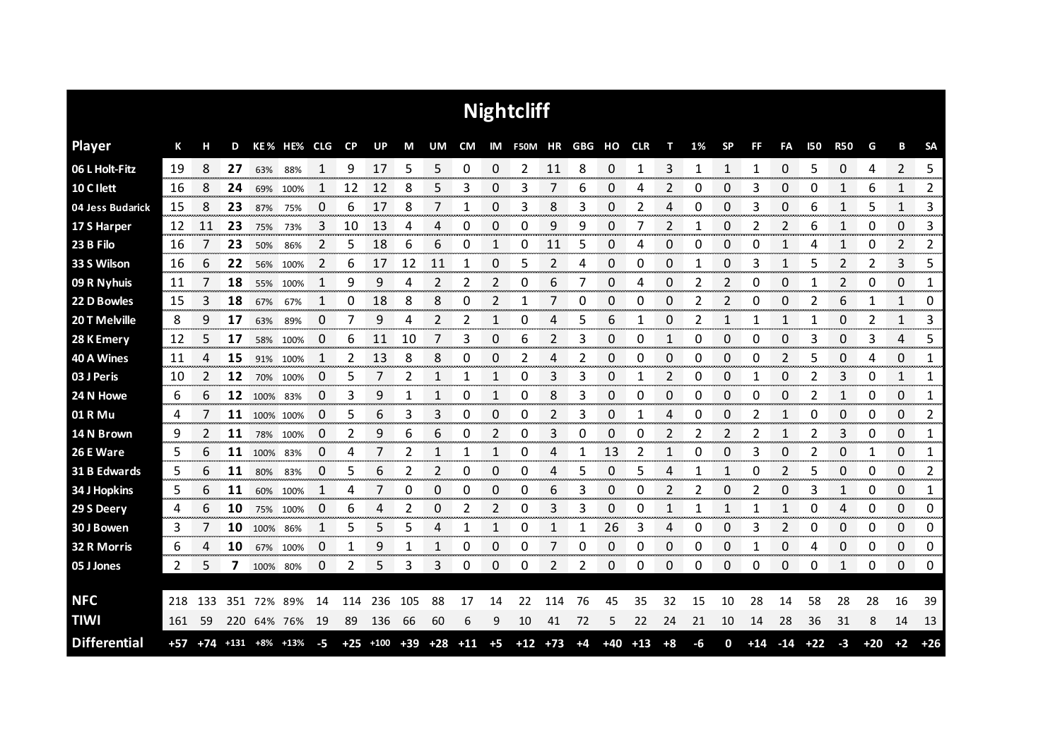# Nightcliff

| Player | K | H | D | KE% | HE% | CLG | CP | UP | M | UM | CM | IM | F50M | HR | GBG | HO | CLR | T | 1% | SP | FF | FA | I50 | R50 | G | B | SA |
|---|---|---|---|---|---|---|---|---|---|---|---|---|---|---|---|---|---|---|---|---|---|---|---|---|---|---|---|
| 06 L Holt-Fitz | 19 | 8 | **27** | 63% | 88% | 1 | 9 | 17 | 5 | 5 | 0 | 0 | 2 | 11 | 8 | 0 | 1 | 3 | 1 | 1 | 1 | 0 | 5 | 0 | 4 | 2 | 5 |
| 10 C Ilett | 16 | 8 | **24** | 69% | 100% | 1 | 12 | 12 | 8 | 5 | 3 | 0 | 3 | 7 | 6 | 0 | 4 | 2 | 0 | 0 | 3 | 0 | 0 | 1 | 6 | 1 | 2 |
| 04 Jess Budarick | 15 | 8 | **23** | 87% | 75% | 0 | 6 | 17 | 8 | 7 | 1 | 0 | 3 | 8 | 3 | 0 | 2 | 4 | 0 | 0 | 3 | 0 | 6 | 1 | 5 | 1 | 3 |
| 17 S Harper | 12 | 11 | **23** | 75% | 73% | 3 | 10 | 13 | 4 | 4 | 0 | 0 | 0 | 9 | 9 | 0 | 7 | 2 | 1 | 0 | 2 | 2 | 6 | 1 | 0 | 0 | 3 |
| 23 B Filo | 16 | 7 | **23** | 50% | 86% | 2 | 5 | 18 | 6 | 6 | 0 | 1 | 0 | 11 | 5 | 0 | 4 | 0 | 0 | 0 | 0 | 1 | 4 | 1 | 0 | 2 | 2 |
| 33 S Wilson | 16 | 6 | **22** | 56% | 100% | 2 | 6 | 17 | 12 | 11 | 1 | 0 | 5 | 2 | 4 | 0 | 0 | 0 | 1 | 0 | 3 | 1 | 5 | 2 | 2 | 3 | 5 |
| 09 R Nyhuis | 11 | 7 | **18** | 55% | 100% | 1 | 9 | 9 | 4 | 2 | 2 | 2 | 0 | 6 | 7 | 0 | 4 | 0 | 2 | 2 | 0 | 0 | 1 | 2 | 0 | 0 | 1 |
| 22 D Bowles | 15 | 3 | **18** | 67% | 67% | 1 | 0 | 18 | 8 | 8 | 0 | 2 | 1 | 7 | 0 | 0 | 0 | 0 | 2 | 2 | 0 | 0 | 2 | 6 | 1 | 1 | 0 |
| 20 T Melville | 8 | 9 | **17** | 63% | 89% | 0 | 7 | 9 | 4 | 2 | 2 | 1 | 0 | 4 | 5 | 6 | 1 | 0 | 2 | 1 | 1 | 1 | 1 | 0 | 2 | 1 | 3 |
| 28 K Emery | 12 | 5 | **17** | 58% | 100% | 0 | 6 | 11 | 10 | 7 | 3 | 0 | 6 | 2 | 3 | 0 | 0 | 1 | 0 | 0 | 0 | 0 | 3 | 0 | 3 | 4 | 5 |
| 40 A Wines | 11 | 4 | **15** | 91% | 100% | 1 | 2 | 13 | 8 | 8 | 0 | 0 | 2 | 4 | 2 | 0 | 0 | 0 | 0 | 0 | 0 | 2 | 5 | 0 | 4 | 0 | 1 |
| 03 J Peris | 10 | 2 | **12** | 70% | 100% | 0 | 5 | 7 | 2 | 1 | 1 | 1 | 0 | 3 | 3 | 0 | 1 | 2 | 0 | 0 | 1 | 0 | 2 | 3 | 0 | 1 | 1 |
| 24 N Howe | 6 | 6 | **12** | 100% | 83% | 0 | 3 | 9 | 1 | 1 | 0 | 1 | 0 | 8 | 3 | 0 | 0 | 0 | 0 | 0 | 0 | 0 | 2 | 1 | 0 | 0 | 1 |
| 01 R Mu | 4 | 7 | **11** | 100% | 100% | 0 | 5 | 6 | 3 | 3 | 0 | 0 | 0 | 2 | 3 | 0 | 1 | 4 | 0 | 0 | 2 | 1 | 0 | 0 | 0 | 0 | 2 |
| 14 N Brown | 9 | 2 | **11** | 78% | 100% | 0 | 2 | 9 | 6 | 6 | 0 | 2 | 0 | 3 | 0 | 0 | 0 | 2 | 2 | 2 | 2 | 1 | 2 | 3 | 0 | 0 | 1 |
| 26 E Ware | 5 | 6 | **11** | 100% | 83% | 0 | 4 | 7 | 2 | 1 | 1 | 1 | 0 | 4 | 1 | 13 | 2 | 1 | 0 | 0 | 3 | 0 | 2 | 0 | 1 | 0 | 1 |
| 31 B Edwards | 5 | 6 | **11** | 80% | 83% | 0 | 5 | 6 | 2 | 2 | 0 | 0 | 0 | 4 | 5 | 0 | 5 | 4 | 1 | 1 | 0 | 2 | 5 | 0 | 0 | 0 | 2 |
| 34 J Hopkins | 5 | 6 | **11** | 60% | 100% | 1 | 4 | 7 | 0 | 0 | 0 | 0 | 0 | 6 | 3 | 0 | 0 | 2 | 2 | 0 | 2 | 0 | 3 | 1 | 0 | 0 | 1 |
| 29 S Deery | 4 | 6 | **10** | 75% | 100% | 0 | 6 | 4 | 2 | 0 | 2 | 2 | 0 | 3 | 3 | 0 | 0 | 1 | 1 | 1 | 1 | 1 | 0 | 4 | 0 | 0 | 0 |
| 30 J Bowen | 3 | 7 | **10** | 100% | 86% | 1 | 5 | 5 | 5 | 4 | 1 | 1 | 0 | 1 | 1 | 26 | 3 | 4 | 0 | 0 | 3 | 2 | 0 | 0 | 0 | 0 | 0 |
| 32 R Morris | 6 | 4 | **10** | 67% | 100% | 0 | 1 | 9 | 1 | 1 | 0 | 0 | 0 | 7 | 0 | 0 | 0 | 0 | 0 | 0 | 1 | 0 | 4 | 0 | 0 | 0 | 0 |
| 05 J Jones | 2 | 5 | **7** | 100% | 80% | 0 | 2 | 5 | 3 | 3 | 0 | 0 | 0 | 2 | 2 | 0 | 0 | 0 | 0 | 0 | 0 | 0 | 0 | 1 | 0 | 0 | 0 |
| **NFC** | 218 | 133 | 351 | 72% | 89% | 14 | 114 | 236 | 105 | 88 | 17 | 14 | 22 | 114 | 76 | 45 | 35 | 32 | 15 | 10 | 28 | 14 | 58 | 28 | 28 | 16 | 39 |
| **TIWI** | 161 | 59 | 220 | 64% | 76% | 19 | 89 | 136 | 66 | 60 | 6 | 9 | 10 | 41 | 72 | 5 | 22 | 24 | 21 | 10 | 14 | 28 | 36 | 31 | 8 | 14 | 13 |
| **Differential** | +57 | +74 | +131 | +8% | +13% | -5 | +25 | +100 | +39 | +28 | +11 | +5 | +12 | +73 | +4 | +40 | +13 | +8 | -6 | 0 | +14 | -14 | +22 | -3 | +20 | +2 | +26 |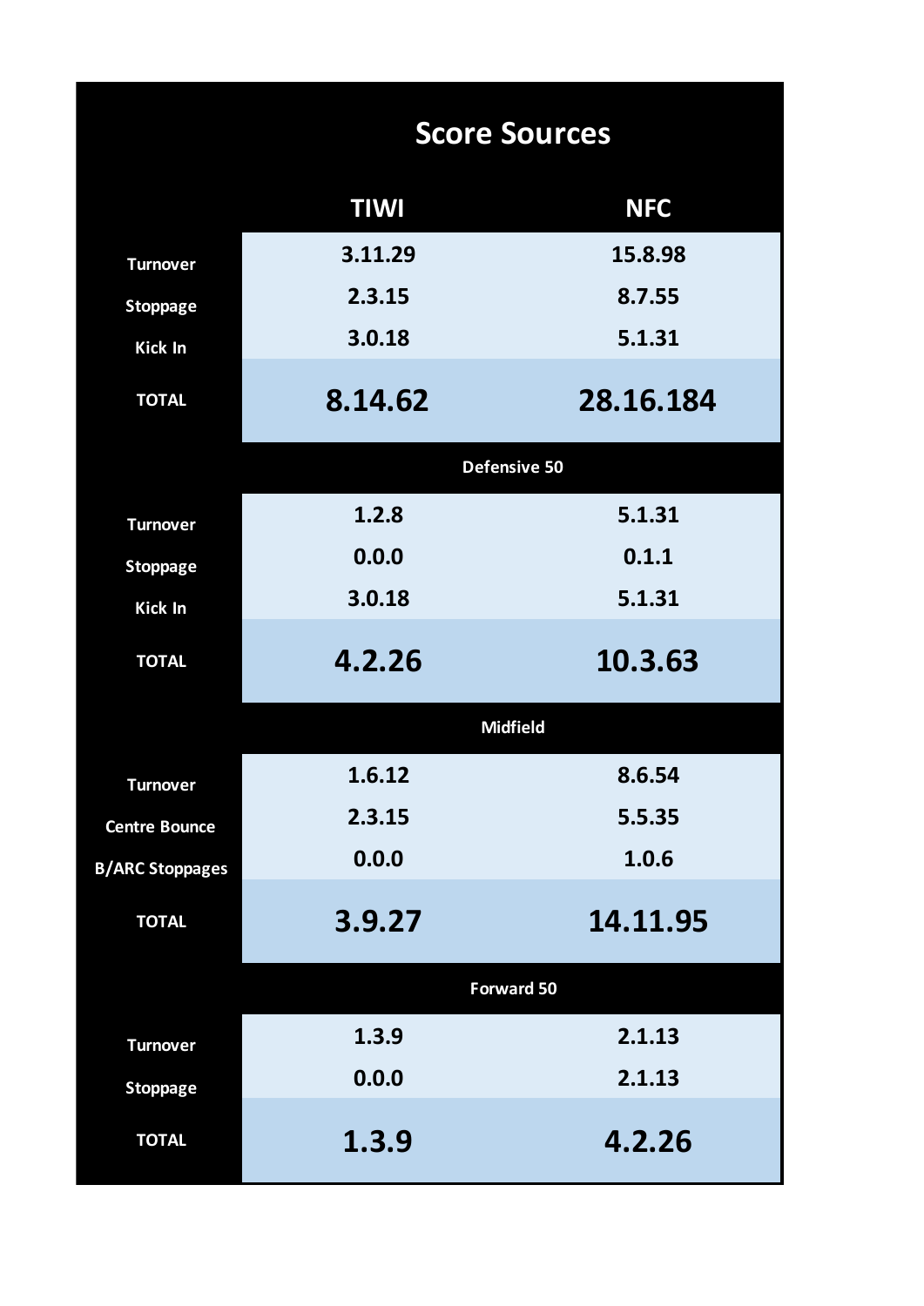## Score Sources

| | TIWI | NFC |
|---|---|---|
| Turnover | 3.11.29 | 15.8.98 |
| Stoppage | 2.3.15 | 8.7.55 |
| Kick In | 3.0.18 | 5.1.31 |
| **TOTAL** | **8.14.62** | **28.16.184** |
| **Defensive 50** | | |
| Turnover | 1.2.8 | 5.1.31 |
| Stoppage | 0.0.0 | 0.1.1 |
| Kick In | 3.0.18 | 5.1.31 |
| **TOTAL** | **4.2.26** | **10.3.63** |
| **Midfield** | | |
| Turnover | 1.6.12 | 8.6.54 |
| Centre Bounce | 2.3.15 | 5.5.35 |
| B/ARC Stoppages | 0.0.0 | 1.0.6 |
| **TOTAL** | **3.9.27** | **14.11.95** |
| **Forward 50** | | |
| Turnover | 1.3.9 | 2.1.13 |
| Stoppage | 0.0.0 | 2.1.13 |
| **TOTAL** | **1.3.9** | **4.2.26** |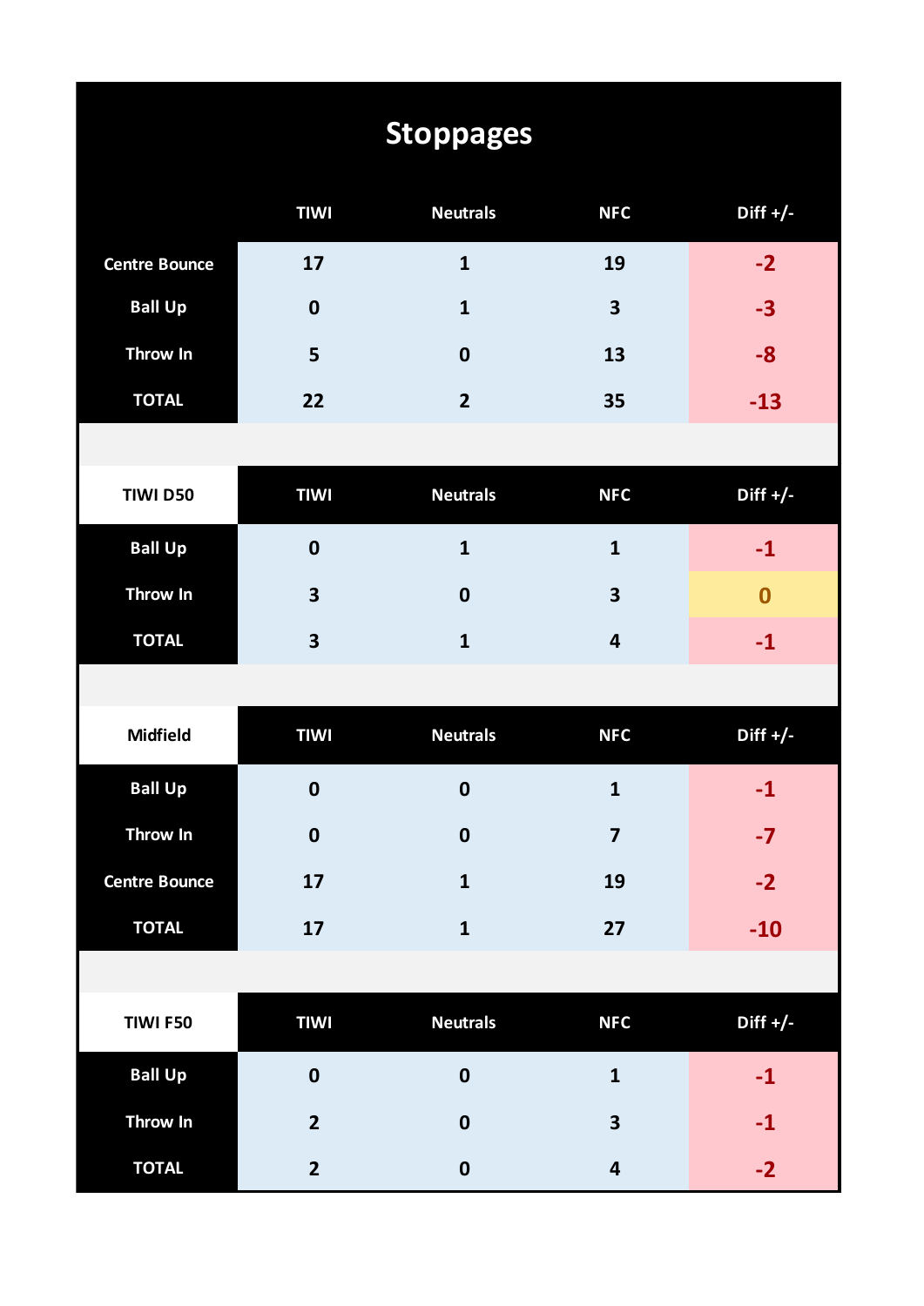# Stoppages

| | TIWI | Neutrals | NFC | Diff +/- |
|---|---|---|---|---|
| Centre Bounce | 17 | 1 | 19 | -2 |
| Ball Up | 0 | 1 | 3 | -3 |
| Throw In | 5 | 0 | 13 | -8 |
| TOTAL | 22 | 2 | 35 | -13 |

| TIWI D50 | TIWI | Neutrals | NFC | Diff +/- |
|---|---|---|---|---|
| Ball Up | 0 | 1 | 1 | -1 |
| Throw In | 3 | 0 | 3 | 0 |
| TOTAL | 3 | 1 | 4 | -1 |

| Midfield | TIWI | Neutrals | NFC | Diff +/- |
|---|---|---|---|---|
| Ball Up | 0 | 0 | 1 | -1 |
| Throw In | 0 | 0 | 7 | -7 |
| Centre Bounce | 17 | 1 | 19 | -2 |
| TOTAL | 17 | 1 | 27 | -10 |

| TIWI F50 | TIWI | Neutrals | NFC | Diff +/- |
|---|---|---|---|---|
| Ball Up | 0 | 0 | 1 | -1 |
| Throw In | 2 | 0 | 3 | -1 |
| TOTAL | 2 | 0 | 4 | -2 |